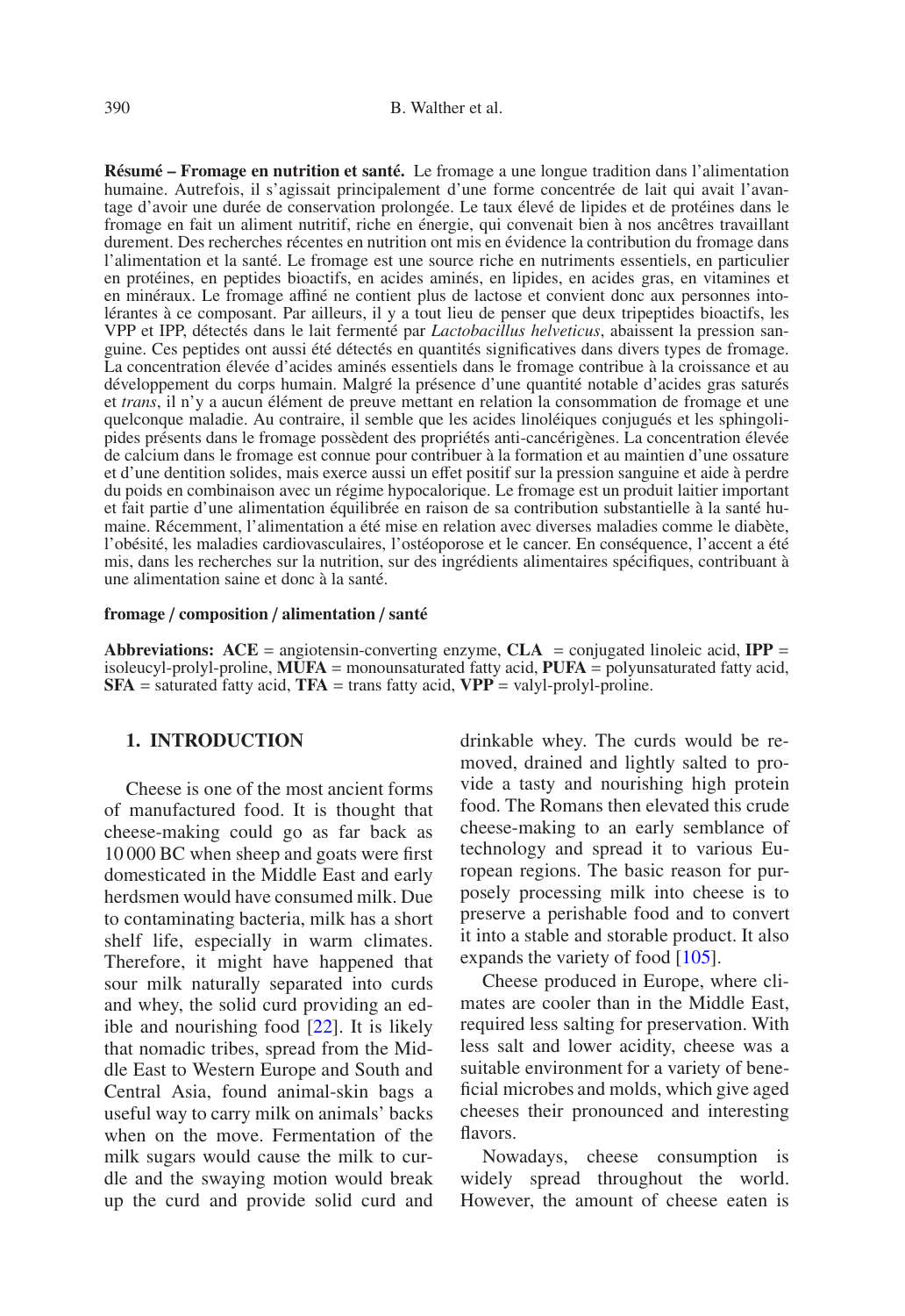**Résumé – Fromage en nutrition et santé.** Le fromage a une longue tradition dans l'alimentation humaine. Autrefois, il s'agissait principalement d'une forme concentrée de lait qui avait l'avantage d'avoir une durée de conservation prolongée. Le taux élevé de lipides et de protéines dans le fromage en fait un aliment nutritif, riche en énergie, qui convenait bien à nos ancêtres travaillant durement. Des recherches récentes en nutrition ont mis en évidence la contribution du fromage dans l'alimentation et la santé. Le fromage est une source riche en nutriments essentiels, en particulier en protéines, en peptides bioactifs, en acides aminés, en lipides, en acides gras, en vitamines et en minéraux. Le fromage affiné ne contient plus de lactose et convient donc aux personnes intolérantes à ce composant. Par ailleurs, il y a tout lieu de penser que deux tripeptides bioactifs, les VPP et IPP, détectés dans le lait fermenté par *Lactobacillus helveticus*, abaissent la pression sanguine. Ces peptides ont aussi été détectés en quantités significatives dans divers types de fromage. La concentration élevée d'acides aminés essentiels dans le fromage contribue à la croissance et au développement du corps humain. Malgré la présence d'une quantité notable d'acides gras saturés et *trans*, il n'y a aucun élément de preuve mettant en relation la consommation de fromage et une quelconque maladie. Au contraire, il semble que les acides linoléiques conjugués et les sphingolipides présents dans le fromage possèdent des propriétés anti-cancérigènes. La concentration élevée de calcium dans le fromage est connue pour contribuer à la formation et au maintien d'une ossature et d'une dentition solides, mais exerce aussi un effet positif sur la pression sanguine et aide à perdre du poids en combinaison avec un régime hypocalorique. Le fromage est un produit laitier important et fait partie d'une alimentation équilibrée en raison de sa contribution substantielle à la santé humaine. Récemment, l'alimentation a été mise en relation avec diverses maladies comme le diabète, l'obésité, les maladies cardiovasculaires, l'ostéoporose et le cancer. En conséquence, l'accent a été mis, dans les recherches sur la nutrition, sur des ingrédients alimentaires spécifiques, contribuant à une alimentation saine et donc à la santé.

**fromage / composition / alimentation / santé**

**Abbreviations: ACE** = angiotensin-converting enzyme, **CLA** = conjugated linoleic acid, **IPP** = isoleucyl-prolyl-proline, **MUFA** = monounsaturated fatty acid, **PUFA** = polyunsaturated fatty acid, **SFA** = saturated fatty acid, **TFA** = trans fatty acid, **VPP** = valyl-prolyl-proline.

## 1. INTRODUCTION

Cheese is one of the most ancient forms of manufactured food. It is thought that cheese-making could go as far back as 10 000 BC when sheep and goats were first domesticated in the Middle East and early herdsmen would have consumed milk. Due to contaminating bacteria, milk has a short shelf life, especially in warm climates. Therefore, it might have happened that sour milk naturally separated into curds and whey, the solid curd providing an edible and nourishing food [22]. It is likely that nomadic tribes, spread from the Middle East to Western Europe and South and Central Asia, found animal-skin bags a useful way to carry milk on animals' backs when on the move. Fermentation of the milk sugars would cause the milk to curdle and the swaying motion would break up the curd and provide solid curd and drinkable whey. The curds would be removed, drained and lightly salted to provide a tasty and nourishing high protein food. The Romans then elevated this crude cheese-making to an early semblance of technology and spread it to various European regions. The basic reason for purposely processing milk into cheese is to preserve a perishable food and to convert it into a stable and storable product. It also expands the variety of food [105].

Cheese produced in Europe, where climates are cooler than in the Middle East, required less salting for preservation. With less salt and lower acidity, cheese was a suitable environment for a variety of beneficial microbes and molds, which give aged cheeses their pronounced and interesting flavors.

Nowadays, cheese consumption is widely spread throughout the world. However, the amount of cheese eaten is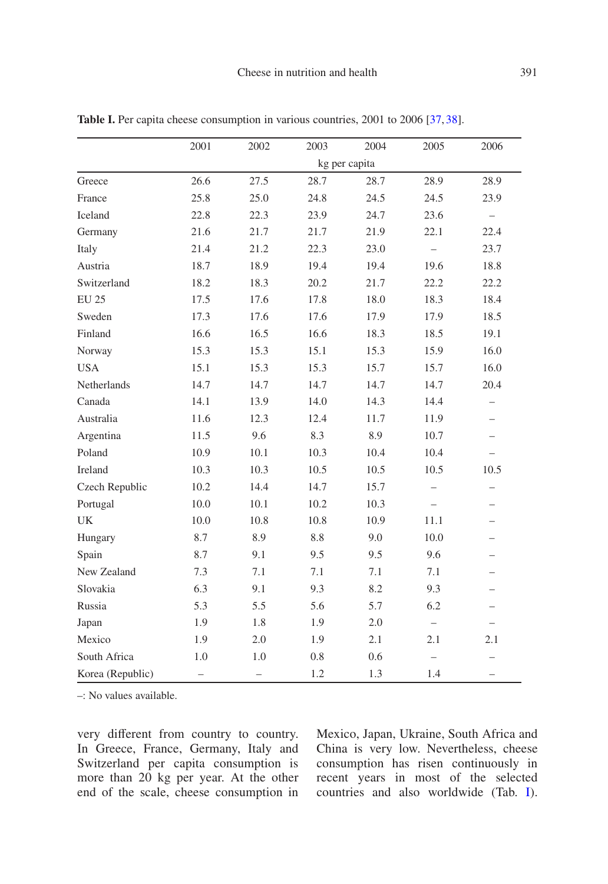**Table I.** Per capita cheese consumption in various countries, 2001 to 2006 [37, 38].

| | 2001 | 2002 | 2003 | 2004 | 2005 | 2006 |
|---|---|---|---|---|---|---|
| | kg per capita | | | | | |
| Greece | 26.6 | 27.5 | 28.7 | 28.7 | 28.9 | 28.9 |
| France | 25.8 | 25.0 | 24.8 | 24.5 | 24.5 | 23.9 |
| Iceland | 22.8 | 22.3 | 23.9 | 24.7 | 23.6 | – |
| Germany | 21.6 | 21.7 | 21.7 | 21.9 | 22.1 | 22.4 |
| Italy | 21.4 | 21.2 | 22.3 | 23.0 | – | 23.7 |
| Austria | 18.7 | 18.9 | 19.4 | 19.4 | 19.6 | 18.8 |
| Switzerland | 18.2 | 18.3 | 20.2 | 21.7 | 22.2 | 22.2 |
| EU 25 | 17.5 | 17.6 | 17.8 | 18.0 | 18.3 | 18.4 |
| Sweden | 17.3 | 17.6 | 17.6 | 17.9 | 17.9 | 18.5 |
| Finland | 16.6 | 16.5 | 16.6 | 18.3 | 18.5 | 19.1 |
| Norway | 15.3 | 15.3 | 15.1 | 15.3 | 15.9 | 16.0 |
| USA | 15.1 | 15.3 | 15.3 | 15.7 | 15.7 | 16.0 |
| Netherlands | 14.7 | 14.7 | 14.7 | 14.7 | 14.7 | 20.4 |
| Canada | 14.1 | 13.9 | 14.0 | 14.3 | 14.4 | – |
| Australia | 11.6 | 12.3 | 12.4 | 11.7 | 11.9 | – |
| Argentina | 11.5 | 9.6 | 8.3 | 8.9 | 10.7 | – |
| Poland | 10.9 | 10.1 | 10.3 | 10.4 | 10.4 | – |
| Ireland | 10.3 | 10.3 | 10.5 | 10.5 | 10.5 | 10.5 |
| Czech Republic | 10.2 | 14.4 | 14.7 | 15.7 | – | – |
| Portugal | 10.0 | 10.1 | 10.2 | 10.3 | – | – |
| UK | 10.0 | 10.8 | 10.8 | 10.9 | 11.1 | – |
| Hungary | 8.7 | 8.9 | 8.8 | 9.0 | 10.0 | – |
| Spain | 8.7 | 9.1 | 9.5 | 9.5 | 9.6 | – |
| New Zealand | 7.3 | 7.1 | 7.1 | 7.1 | 7.1 | – |
| Slovakia | 6.3 | 9.1 | 9.3 | 8.2 | 9.3 | – |
| Russia | 5.3 | 5.5 | 5.6 | 5.7 | 6.2 | – |
| Japan | 1.9 | 1.8 | 1.9 | 2.0 | – | – |
| Mexico | 1.9 | 2.0 | 1.9 | 2.1 | 2.1 | 2.1 |
| South Africa | 1.0 | 1.0 | 0.8 | 0.6 | – | – |
| Korea (Republic) | – | – | 1.2 | 1.3 | 1.4 | – |

–: No values available.

very different from country to country. In Greece, France, Germany, Italy and Switzerland per capita consumption is more than 20 kg per year. At the other end of the scale, cheese consumption in Mexico, Japan, Ukraine, South Africa and China is very low. Nevertheless, cheese consumption has risen continuously in recent years in most of the selected countries and also worldwide (Tab. I).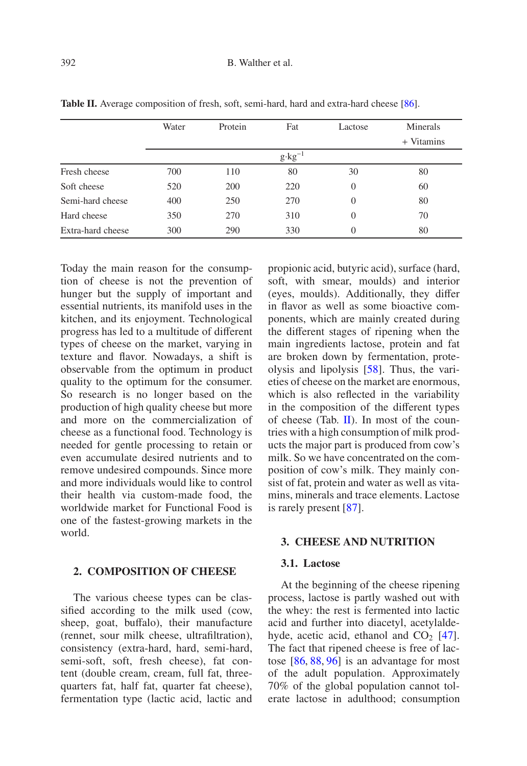**Table II.** Average composition of fresh, soft, semi-hard, hard and extra-hard cheese [86].

| | Water | Protein | Fat | Lactose | Minerals + Vitamins |
|---|---|---|---|---|---|
| | | | $g \cdot kg^{-1}$ | | |
| Fresh cheese | 700 | 110 | 80 | 30 | 80 |
| Soft cheese | 520 | 200 | 220 | 0 | 60 |
| Semi-hard cheese | 400 | 250 | 270 | 0 | 80 |
| Hard cheese | 350 | 270 | 310 | 0 | 70 |
| Extra-hard cheese | 300 | 290 | 330 | 0 | 80 |

Today the main reason for the consumption of cheese is not the prevention of hunger but the supply of important and essential nutrients, its manifold uses in the kitchen, and its enjoyment. Technological progress has led to a multitude of different types of cheese on the market, varying in texture and flavor. Nowadays, a shift is observable from the optimum in product quality to the optimum for the consumer. So research is no longer based on the production of high quality cheese but more and more on the commercialization of cheese as a functional food. Technology is needed for gentle processing to retain or even accumulate desired nutrients and to remove undesired compounds. Since more and more individuals would like to control their health via custom-made food, the worldwide market for Functional Food is one of the fastest-growing markets in the world.

## 2. COMPOSITION OF CHEESE

The various cheese types can be classified according to the milk used (cow, sheep, goat, buffalo), their manufacture (rennet, sour milk cheese, ultrafiltration), consistency (extra-hard, hard, semi-hard, semi-soft, soft, fresh cheese), fat content (double cream, cream, full fat, three-quarters fat, half fat, quarter fat cheese), fermentation type (lactic acid, lactic and propionic acid, butyric acid), surface (hard, soft, with smear, moulds) and interior (eyes, moulds). Additionally, they differ in flavor as well as some bioactive components, which are mainly created during the different stages of ripening when the main ingredients lactose, protein and fat are broken down by fermentation, proteolysis and lipolysis [58]. Thus, the varieties of cheese on the market are enormous, which is also reflected in the variability in the composition of the different types of cheese (Tab. II). In most of the countries with a high consumption of milk products the major part is produced from cow's milk. So we have concentrated on the composition of cow's milk. They mainly consist of fat, protein and water as well as vitamins, minerals and trace elements. Lactose is rarely present [87].

## 3. CHEESE AND NUTRITION

### 3.1. Lactose

At the beginning of the cheese ripening process, lactose is partly washed out with the whey: the rest is fermented into lactic acid and further into diacetyl, acetyl­aldehyde, acetic acid, ethanol and $CO_2$ [47]. The fact that ripened cheese is free of lactose [86, 88, 96] is an advantage for most of the adult population. Approximately 70% of the global population cannot tolerate lactose in adulthood; consumption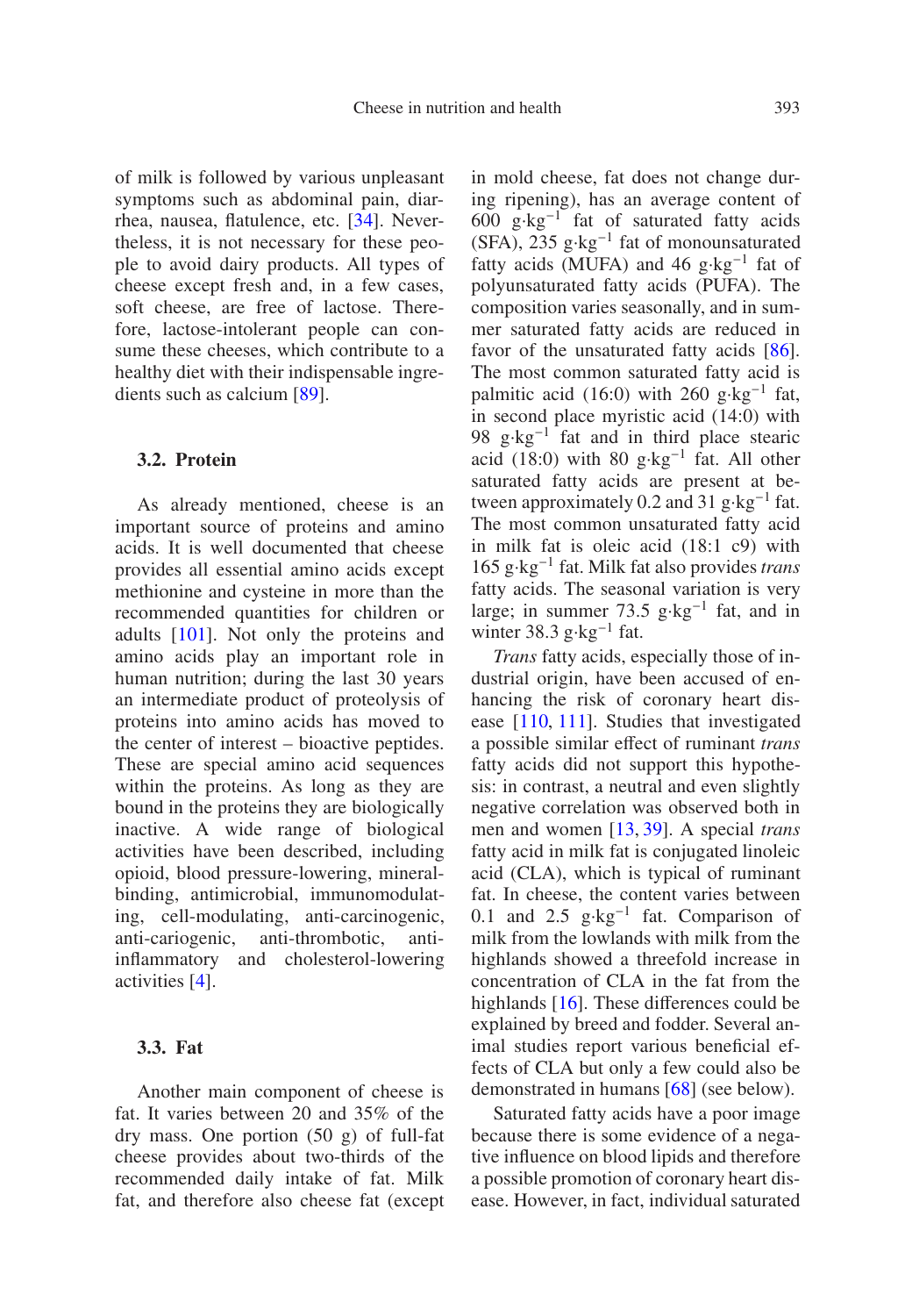of milk is followed by various unpleasant symptoms such as abdominal pain, diarrhea, nausea, flatulence, etc. [34]. Nevertheless, it is not necessary for these people to avoid dairy products. All types of cheese except fresh and, in a few cases, soft cheese, are free of lactose. Therefore, lactose-intolerant people can consume these cheeses, which contribute to a healthy diet with their indispensable ingredients such as calcium [89].

### 3.2. Protein

As already mentioned, cheese is an important source of proteins and amino acids. It is well documented that cheese provides all essential amino acids except methionine and cysteine in more than the recommended quantities for children or adults [101]. Not only the proteins and amino acids play an important role in human nutrition; during the last 30 years an intermediate product of proteolysis of proteins into amino acids has moved to the center of interest – bioactive peptides. These are special amino acid sequences within the proteins. As long as they are bound in the proteins they are biologically inactive. A wide range of biological activities have been described, including opioid, blood pressure-lowering, mineral-binding, antimicrobial, immunomodulating, cell-modulating, anti-carcinogenic, anti-cariogenic, anti-thrombotic, anti-inflammatory and cholesterol-lowering activities [4].

### 3.3. Fat

Another main component of cheese is fat. It varies between 20 and 35% of the dry mass. One portion (50 g) of full-fat cheese provides about two-thirds of the recommended daily intake of fat. Milk fat, and therefore also cheese fat (except in mold cheese, fat does not change during ripening), has an average content of 600 $g \cdot kg^{-1}$ fat of saturated fatty acids (SFA), 235 $g \cdot kg^{-1}$ fat of monounsaturated fatty acids (MUFA) and 46 $g \cdot kg^{-1}$ fat of polyunsaturated fatty acids (PUFA). The composition varies seasonally, and in summer saturated fatty acids are reduced in favor of the unsaturated fatty acids [86]. The most common saturated fatty acid is palmitic acid (16:0) with 260 $g \cdot kg^{-1}$ fat, in second place myristic acid (14:0) with 98 $g \cdot kg^{-1}$ fat and in third place stearic acid (18:0) with 80 $g \cdot kg^{-1}$ fat. All other saturated fatty acids are present at between approximately 0.2 and 31 $g \cdot kg^{-1}$ fat. The most common unsaturated fatty acid in milk fat is oleic acid (18:1 c9) with 165 $g \cdot kg^{-1}$ fat. Milk fat also provides *trans* fatty acids. The seasonal variation is very large; in summer 73.5 $g \cdot kg^{-1}$ fat, and in winter 38.3 $g \cdot kg^{-1}$ fat.

*Trans* fatty acids, especially those of industrial origin, have been accused of enhancing the risk of coronary heart disease [110, 111]. Studies that investigated a possible similar effect of ruminant *trans* fatty acids did not support this hypothesis: in contrast, a neutral and even slightly negative correlation was observed both in men and women [13, 39]. A special *trans* fatty acid in milk fat is conjugated linoleic acid (CLA), which is typical of ruminant fat. In cheese, the content varies between 0.1 and 2.5 $g \cdot kg^{-1}$ fat. Comparison of milk from the lowlands with milk from the highlands showed a threefold increase in concentration of CLA in the fat from the highlands [16]. These differences could be explained by breed and fodder. Several animal studies report various beneficial effects of CLA but only a few could also be demonstrated in humans [68] (see below).

Saturated fatty acids have a poor image because there is some evidence of a negative influence on blood lipids and therefore a possible promotion of coronary heart disease. However, in fact, individual saturated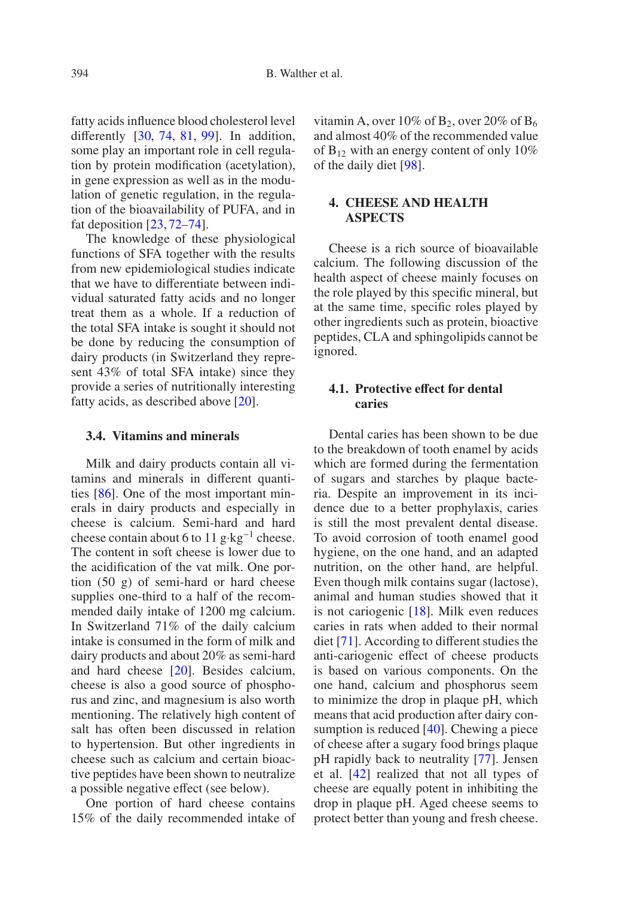fatty acids influence blood cholesterol level differently [30, 74, 81, 99]. In addition, some play an important role in cell regulation by protein modification (acetylation), in gene expression as well as in the modulation of genetic regulation, in the regulation of the bioavailability of PUFA, and in fat deposition [23, 72–74].

The knowledge of these physiological functions of SFA together with the results from new epidemiological studies indicate that we have to differentiate between individual saturated fatty acids and no longer treat them as a whole. If a reduction of the total SFA intake is sought it should not be done by reducing the consumption of dairy products (in Switzerland they represent 43% of total SFA intake) since they provide a series of nutritionally interesting fatty acids, as described above [20].

### 3.4. Vitamins and minerals

Milk and dairy products contain all vitamins and minerals in different quantities [86]. One of the most important minerals in dairy products and especially in cheese is calcium. Semi-hard and hard cheese contain about 6 to 11 $g \cdot kg^{-1}$ cheese. The content in soft cheese is lower due to the acidification of the vat milk. One portion (50 g) of semi-hard or hard cheese supplies one-third to a half of the recommended daily intake of 1200 mg calcium. In Switzerland 71% of the daily calcium intake is consumed in the form of milk and dairy products and about 20% as semi-hard and hard cheese [20]. Besides calcium, cheese is also a good source of phosphorus and zinc, and magnesium is also worth mentioning. The relatively high content of salt has often been discussed in relation to hypertension. But other ingredients in cheese such as calcium and certain bioactive peptides have been shown to neutralize a possible negative effect (see below).

One portion of hard cheese contains 15% of the daily recommended intake of vitamin A, over 10% of $B_2$, over 20% of $B_6$ and almost 40% of the recommended value of $B_{12}$ with an energy content of only 10% of the daily diet [98].

## 4. CHEESE AND HEALTH ASPECTS

Cheese is a rich source of bioavailable calcium. The following discussion of the health aspect of cheese mainly focuses on the role played by this specific mineral, but at the same time, specific roles played by other ingredients such as protein, bioactive peptides, CLA and sphingolipids cannot be ignored.

### 4.1. Protective effect for dental caries

Dental caries has been shown to be due to the breakdown of tooth enamel by acids which are formed during the fermentation of sugars and starches by plaque bacteria. Despite an improvement in its incidence due to a better prophylaxis, caries is still the most prevalent dental disease. To avoid corrosion of tooth enamel good hygiene, on the one hand, and an adapted nutrition, on the other hand, are helpful. Even though milk contains sugar (lactose), animal and human studies showed that it is not cariogenic [18]. Milk even reduces caries in rats when added to their normal diet [71]. According to different studies the anti-cariogenic effect of cheese products is based on various components. On the one hand, calcium and phosphorus seem to minimize the drop in plaque pH, which means that acid production after dairy consumption is reduced [40]. Chewing a piece of cheese after a sugary food brings plaque pH rapidly back to neutrality [77]. Jensen et al. [42] realized that not all types of cheese are equally potent in inhibiting the drop in plaque pH. Aged cheese seems to protect better than young and fresh cheese.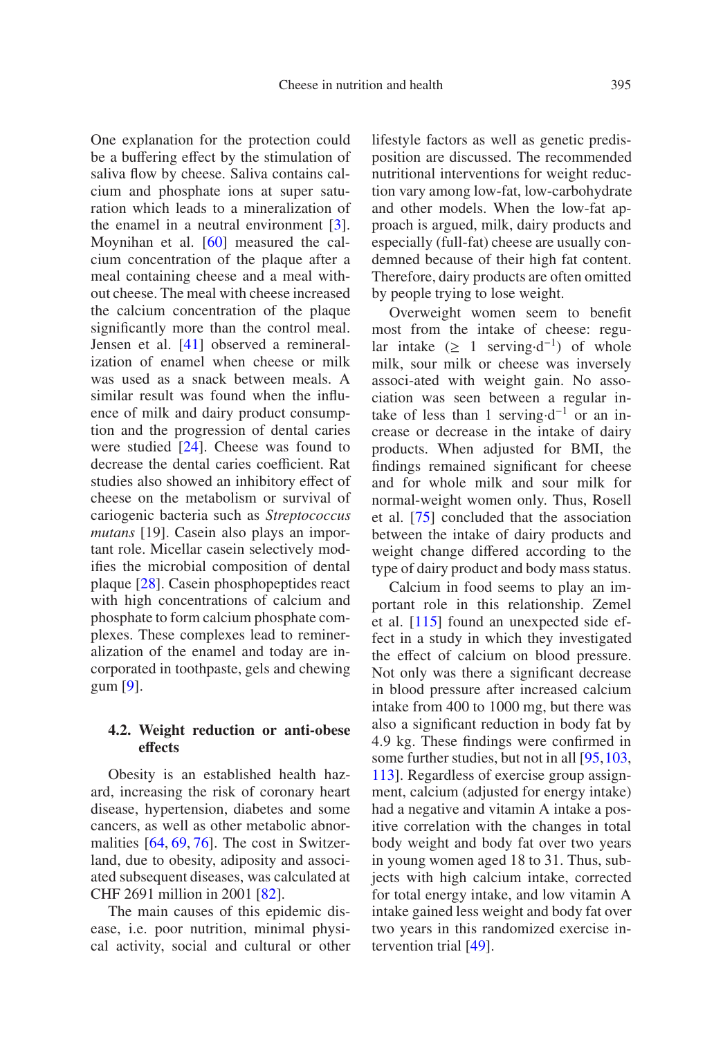One explanation for the protection could be a buffering effect by the stimulation of saliva flow by cheese. Saliva contains calcium and phosphate ions at super saturation which leads to a mineralization of the enamel in a neutral environment [3]. Moynihan et al. [60] measured the calcium concentration of the plaque after a meal containing cheese and a meal without cheese. The meal with cheese increased the calcium concentration of the plaque significantly more than the control meal. Jensen et al. [41] observed a remineralization of enamel when cheese or milk was used as a snack between meals. A similar result was found when the influence of milk and dairy product consumption and the progression of dental caries were studied [24]. Cheese was found to decrease the dental caries coefficient. Rat studies also showed an inhibitory effect of cheese on the metabolism or survival of cariogenic bacteria such as *Streptococcus mutans* [19]. Casein also plays an important role. Micellar casein selectively modifies the microbial composition of dental plaque [28]. Casein phosphopeptides react with high concentrations of calcium and phosphate to form calcium phosphate complexes. These complexes lead to remineralization of the enamel and today are incorporated in toothpaste, gels and chewing gum [9].

## 4.2. Weight reduction or anti-obese effects

Obesity is an established health hazard, increasing the risk of coronary heart disease, hypertension, diabetes and some cancers, as well as other metabolic abnormalities [64, 69, 76]. The cost in Switzerland, due to obesity, adiposity and associated subsequent diseases, was calculated at CHF 2691 million in 2001 [82].

The main causes of this epidemic disease, i.e. poor nutrition, minimal physical activity, social and cultural or other lifestyle factors as well as genetic predisposition are discussed. The recommended nutritional interventions for weight reduction vary among low-fat, low-carbohydrate and other models. When the low-fat approach is argued, milk, dairy products and especially (full-fat) cheese are usually condemned because of their high fat content. Therefore, dairy products are often omitted by people trying to lose weight.

Overweight women seem to benefit most from the intake of cheese: regular intake ($\geq$ 1 serving$\cdot$d$^{-1}$) of whole milk, sour milk or cheese was inversely associated with weight gain. No association was seen between a regular intake of less than 1 serving$\cdot$d$^{-1}$ or an increase or decrease in the intake of dairy products. When adjusted for BMI, the findings remained significant for cheese and for whole milk and sour milk for normal-weight women only. Thus, Rosell et al. [75] concluded that the association between the intake of dairy products and weight change differed according to the type of dairy product and body mass status.

Calcium in food seems to play an important role in this relationship. Zemel et al. [115] found an unexpected side effect in a study in which they investigated the effect of calcium on blood pressure. Not only was there a significant decrease in blood pressure after increased calcium intake from 400 to 1000 mg, but there was also a significant reduction in body fat by 4.9 kg. These findings were confirmed in some further studies, but not in all [95, 103, 113]. Regardless of exercise group assignment, calcium (adjusted for energy intake) had a negative and vitamin A intake a positive correlation with the changes in total body weight and body fat over two years in young women aged 18 to 31. Thus, subjects with high calcium intake, corrected for total energy intake, and low vitamin A intake gained less weight and body fat over two years in this randomized exercise intervention trial [49].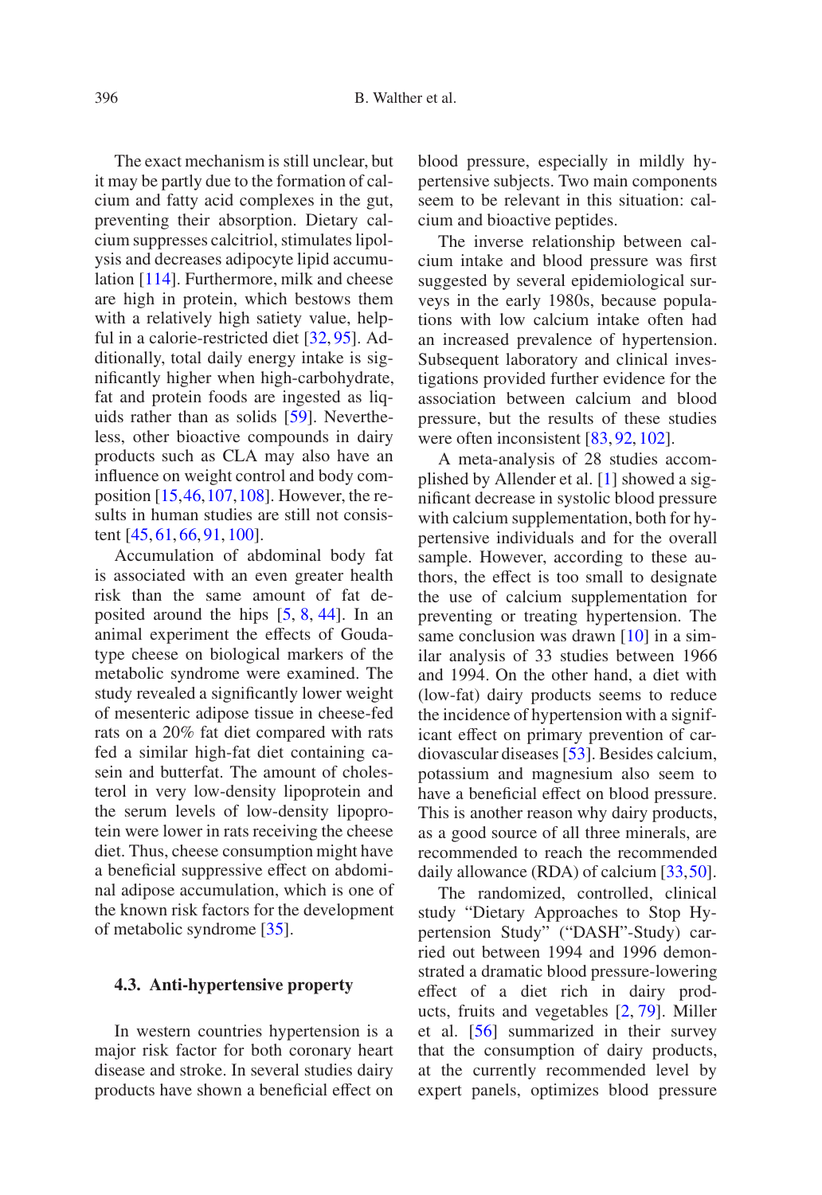The exact mechanism is still unclear, but it may be partly due to the formation of calcium and fatty acid complexes in the gut, preventing their absorption. Dietary calcium suppresses calcitriol, stimulates lipolysis and decreases adipocyte lipid accumulation [114]. Furthermore, milk and cheese are high in protein, which bestows them with a relatively high satiety value, helpful in a calorie-restricted diet [32, 95]. Additionally, total daily energy intake is significantly higher when high-carbohydrate, fat and protein foods are ingested as liquids rather than as solids [59]. Nevertheless, other bioactive compounds in dairy products such as CLA may also have an influence on weight control and body composition [15, 46, 107, 108]. However, the results in human studies are still not consistent [45, 61, 66, 91, 100].

Accumulation of abdominal body fat is associated with an even greater health risk than the same amount of fat deposited around the hips [5, 8, 44]. In an animal experiment the effects of Gouda-type cheese on biological markers of the metabolic syndrome were examined. The study revealed a significantly lower weight of mesenteric adipose tissue in cheese-fed rats on a 20% fat diet compared with rats fed a similar high-fat diet containing casein and butterfat. The amount of cholesterol in very low-density lipoprotein and the serum levels of low-density lipoprotein were lower in rats receiving the cheese diet. Thus, cheese consumption might have a beneficial suppressive effect on abdominal adipose accumulation, which is one of the known risk factors for the development of metabolic syndrome [35].

### 4.3. Anti-hypertensive property

In western countries hypertension is a major risk factor for both coronary heart disease and stroke. In several studies dairy products have shown a beneficial effect on blood pressure, especially in mildly hypertensive subjects. Two main components seem to be relevant in this situation: calcium and bioactive peptides.

The inverse relationship between calcium intake and blood pressure was first suggested by several epidemiological surveys in the early 1980s, because populations with low calcium intake often had an increased prevalence of hypertension. Subsequent laboratory and clinical investigations provided further evidence for the association between calcium and blood pressure, but the results of these studies were often inconsistent [83, 92, 102].

A meta-analysis of 28 studies accomplished by Allender et al. [1] showed a significant decrease in systolic blood pressure with calcium supplementation, both for hypertensive individuals and for the overall sample. However, according to these authors, the effect is too small to designate the use of calcium supplementation for preventing or treating hypertension. The same conclusion was drawn [10] in a similar analysis of 33 studies between 1966 and 1994. On the other hand, a diet with (low-fat) dairy products seems to reduce the incidence of hypertension with a significant effect on primary prevention of cardiovascular diseases [53]. Besides calcium, potassium and magnesium also seem to have a beneficial effect on blood pressure. This is another reason why dairy products, as a good source of all three minerals, are recommended to reach the recommended daily allowance (RDA) of calcium [33, 50].

The randomized, controlled, clinical study "Dietary Approaches to Stop Hypertension Study" ("DASH"-Study) carried out between 1994 and 1996 demonstrated a dramatic blood pressure-lowering effect of a diet rich in dairy products, fruits and vegetables [2, 79]. Miller et al. [56] summarized in their survey that the consumption of dairy products, at the currently recommended level by expert panels, optimizes blood pressure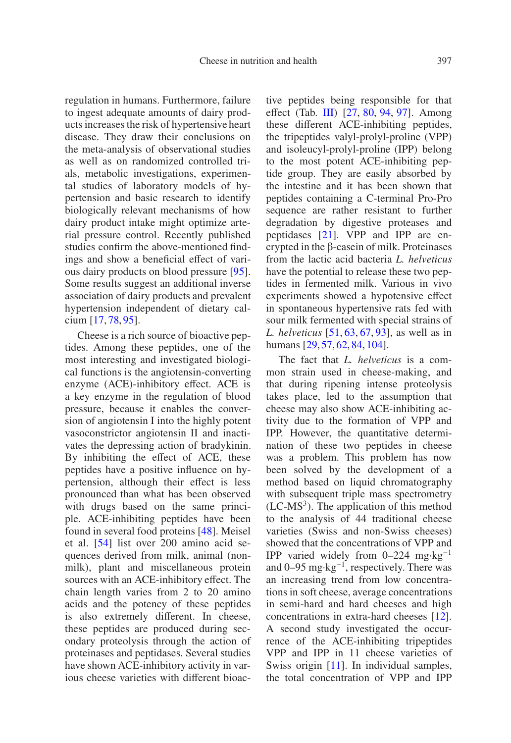regulation in humans. Furthermore, failure to ingest adequate amounts of dairy products increases the risk of hypertensive heart disease. They draw their conclusions on the meta-analysis of observational studies as well as on randomized controlled trials, metabolic investigations, experimental studies of laboratory models of hypertension and basic research to identify biologically relevant mechanisms of how dairy product intake might optimize arterial pressure control. Recently published studies confirm the above-mentioned findings and show a beneficial effect of various dairy products on blood pressure [95]. Some results suggest an additional inverse association of dairy products and prevalent hypertension independent of dietary calcium [17, 78, 95].

Cheese is a rich source of bioactive peptides. Among these peptides, one of the most interesting and investigated biological functions is the angiotensin-converting enzyme (ACE)-inhibitory effect. ACE is a key enzyme in the regulation of blood pressure, because it enables the conversion of angiotensin I into the highly potent vasoconstrictor angiotensin II and inactivates the depressing action of bradykinin. By inhibiting the effect of ACE, these peptides have a positive influence on hypertension, although their effect is less pronounced than what has been observed with drugs based on the same principle. ACE-inhibiting peptides have been found in several food proteins [48]. Meisel et al. [54] list over 200 amino acid sequences derived from milk, animal (non-milk), plant and miscellaneous protein sources with an ACE-inhibitory effect. The chain length varies from 2 to 20 amino acids and the potency of these peptides is also extremely different. In cheese, these peptides are produced during secondary proteolysis through the action of proteinases and peptidases. Several studies have shown ACE-inhibitory activity in various cheese varieties with different bioactive peptides being responsible for that effect (Tab. III) [27, 80, 94, 97]. Among these different ACE-inhibiting peptides, the tripeptides valyl-prolyl-proline (VPP) and isoleucyl-prolyl-proline (IPP) belong to the most potent ACE-inhibiting peptide group. They are easily absorbed by the intestine and it has been shown that peptides containing a C-terminal Pro-Pro sequence are rather resistant to further degradation by digestive proteases and peptidases [21]. VPP and IPP are encrypted in the β-casein of milk. Proteinases from the lactic acid bacteria *L. helveticus* have the potential to release these two peptides in fermented milk. Various in vivo experiments showed a hypotensive effect in spontaneous hypertension rats fed with sour milk fermented with special strains of *L. helveticus* [51, 63, 67, 93], as well as in humans [29, 57, 62, 84, 104].

The fact that *L. helveticus* is a common strain used in cheese-making, and that during ripening intense proteolysis takes place, led to the assumption that cheese may also show ACE-inhibiting activity due to the formation of VPP and IPP. However, the quantitative determination of these two peptides in cheese was a problem. This problem has now been solved by the development of a method based on liquid chromatography with subsequent triple mass spectrometry (LC-$MS^3$). The application of this method to the analysis of 44 traditional cheese varieties (Swiss and non-Swiss cheeses) showed that the concentrations of VPP and IPP varied widely from 0–224 $mg \cdot kg^{-1}$ and 0–95 $mg \cdot kg^{-1}$, respectively. There was an increasing trend from low concentrations in soft cheese, average concentrations in semi-hard and hard cheeses and high concentrations in extra-hard cheeses [12]. A second study investigated the occurrence of the ACE-inhibiting tripeptides VPP and IPP in 11 cheese varieties of Swiss origin [11]. In individual samples, the total concentration of VPP and IPP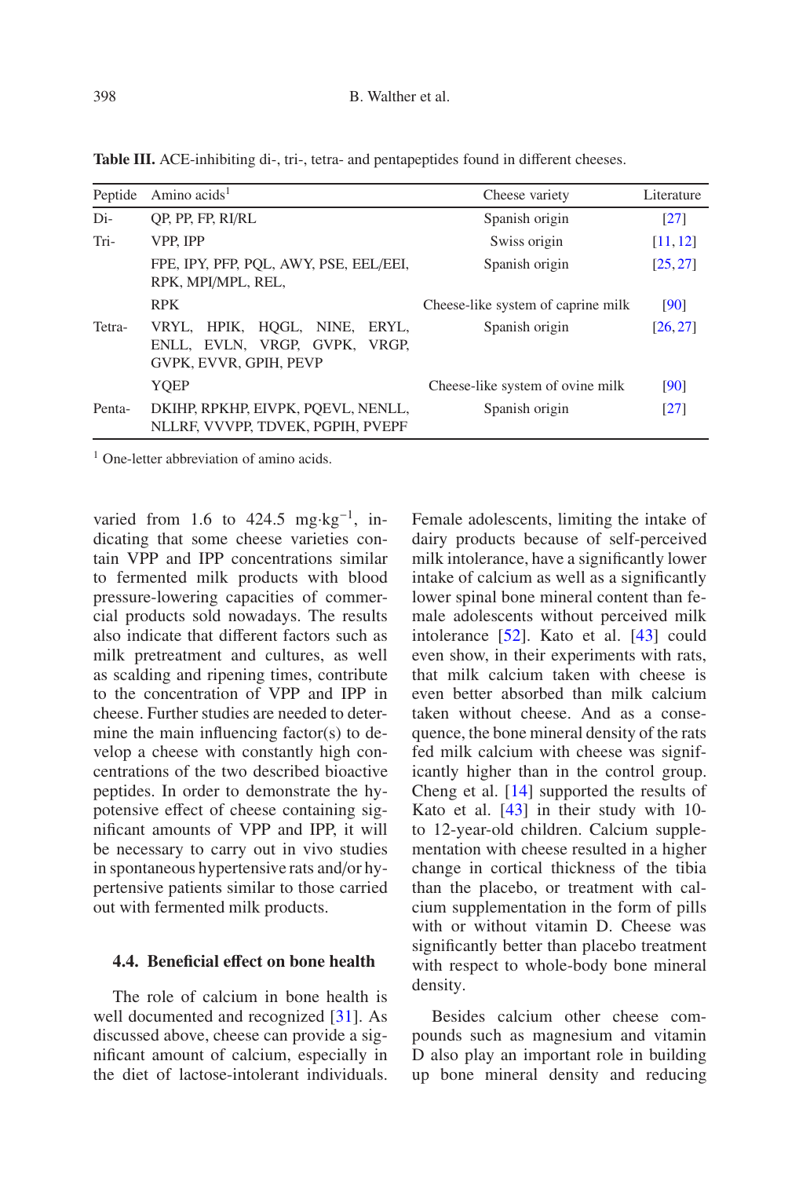**Table III.** ACE-inhibiting di-, tri-, tetra- and pentapeptides found in different cheeses.

| Peptide | Amino acids[1] | Cheese variety | Literature |
|---|---|---|---|
| Di- | QP, PP, FP, RI/RL | Spanish origin | [27] |
| Tri- | VPP, IPP | Swiss origin | [11, 12] |
| | FPE, IPY, PFP, PQL, AWY, PSE, EEL/EEI, RPK, MPI/MPL, REL, | Spanish origin | [25, 27] |
| | RPK | Cheese-like system of caprine milk | [90] |
| Tetra- | VRYL, HPIK, HQGL, NINE, ERYL, ENLL, EVLN, VRGP, GVPK, VRGP, GVPK, EVVR, GPIH, PEVP | Spanish origin | [26, 27] |
| | YQEP | Cheese-like system of ovine milk | [90] |
| Penta- | DKIHP, RPKHP, EIVPK, PQEVL, NENLL, NLLRF, VVVPP, TDVEK, PGPIH, PVEPF | Spanish origin | [27] |

[1] One-letter abbreviation of amino acids.

varied from 1.6 to 424.5 $mg \cdot kg^{-1}$, indicating that some cheese varieties contain VPP and IPP concentrations similar to fermented milk products with blood pressure-lowering capacities of commercial products sold nowadays. The results also indicate that different factors such as milk pretreatment and cultures, as well as scalding and ripening times, contribute to the concentration of VPP and IPP in cheese. Further studies are needed to determine the main influencing factor(s) to develop a cheese with constantly high concentrations of the two described bioactive peptides. In order to demonstrate the hypotensive effect of cheese containing significant amounts of VPP and IPP, it will be necessary to carry out in vivo studies in spontaneous hypertensive rats and/or hypertensive patients similar to those carried out with fermented milk products.

### 4.4. Beneficial effect on bone health

The role of calcium in bone health is well documented and recognized [31]. As discussed above, cheese can provide a significant amount of calcium, especially in the diet of lactose-intolerant individuals. Female adolescents, limiting the intake of dairy products because of self-perceived milk intolerance, have a significantly lower intake of calcium as well as a significantly lower spinal bone mineral content than female adolescents without perceived milk intolerance [52]. Kato et al. [43] could even show, in their experiments with rats, that milk calcium taken with cheese is even better absorbed than milk calcium taken without cheese. And as a consequence, the bone mineral density of the rats fed milk calcium with cheese was significantly higher than in the control group. Cheng et al. [14] supported the results of Kato et al. [43] in their study with 10- to 12-year-old children. Calcium supplementation with cheese resulted in a higher change in cortical thickness of the tibia than the placebo, or treatment with calcium supplementation in the form of pills with or without vitamin D. Cheese was significantly better than placebo treatment with respect to whole-body bone mineral density.

Besides calcium other cheese compounds such as magnesium and vitamin D also play an important role in building up bone mineral density and reducing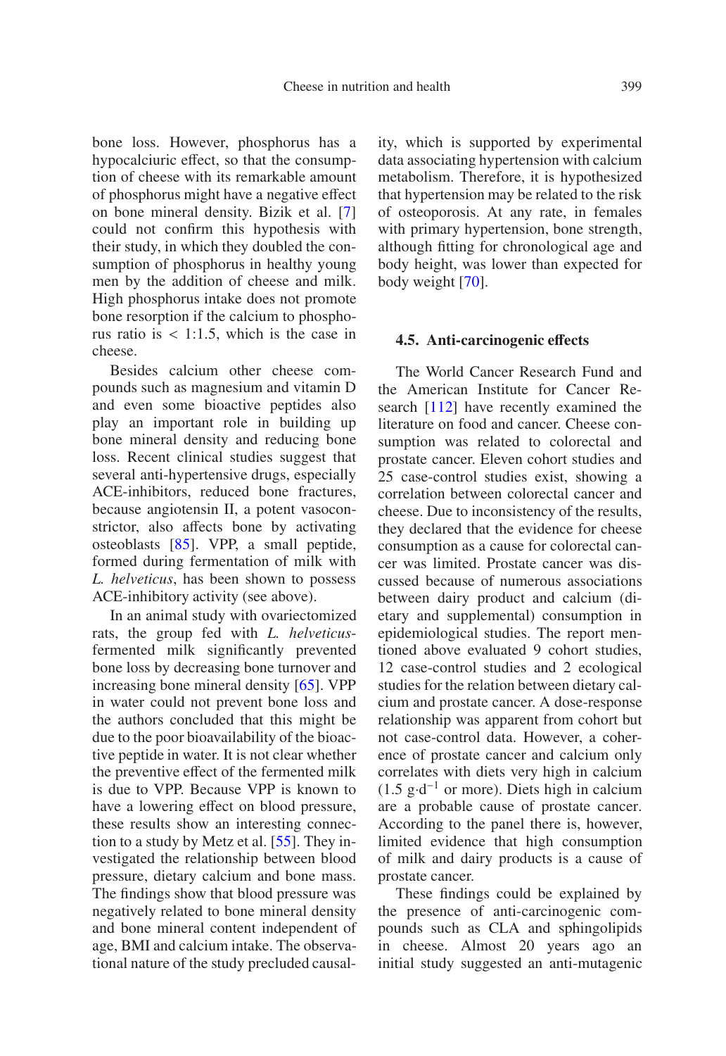bone loss. However, phosphorus has a hypocalciuric effect, so that the consumption of cheese with its remarkable amount of phosphorus might have a negative effect on bone mineral density. Bizik et al. [7] could not confirm this hypothesis with their study, in which they doubled the consumption of phosphorus in healthy young men by the addition of cheese and milk. High phosphorus intake does not promote bone resorption if the calcium to phosphorus ratio is < 1:1.5, which is the case in cheese.

Besides calcium other cheese compounds such as magnesium and vitamin D and even some bioactive peptides also play an important role in building up bone mineral density and reducing bone loss. Recent clinical studies suggest that several anti-hypertensive drugs, especially ACE-inhibitors, reduced bone fractures, because angiotensin II, a potent vasoconstrictor, also affects bone by activating osteoblasts [85]. VPP, a small peptide, formed during fermentation of milk with *L. helveticus*, has been shown to possess ACE-inhibitory activity (see above).

In an animal study with ovariectomized rats, the group fed with *L. helveticus*-fermented milk significantly prevented bone loss by decreasing bone turnover and increasing bone mineral density [65]. VPP in water could not prevent bone loss and the authors concluded that this might be due to the poor bioavailability of the bioactive peptide in water. It is not clear whether the preventive effect of the fermented milk is due to VPP. Because VPP is known to have a lowering effect on blood pressure, these results show an interesting connection to a study by Metz et al. [55]. They investigated the relationship between blood pressure, dietary calcium and bone mass. The findings show that blood pressure was negatively related to bone mineral density and bone mineral content independent of age, BMI and calcium intake. The observational nature of the study precluded causality, which is supported by experimental data associating hypertension with calcium metabolism. Therefore, it is hypothesized that hypertension may be related to the risk of osteoporosis. At any rate, in females with primary hypertension, bone strength, although fitting for chronological age and body height, was lower than expected for body weight [70].

### 4.5. Anti-carcinogenic effects

The World Cancer Research Fund and the American Institute for Cancer Research [112] have recently examined the literature on food and cancer. Cheese consumption was related to colorectal and prostate cancer. Eleven cohort studies and 25 case-control studies exist, showing a correlation between colorectal cancer and cheese. Due to inconsistency of the results, they declared that the evidence for cheese consumption as a cause for colorectal cancer was limited. Prostate cancer was discussed because of numerous associations between dairy product and calcium (dietary and supplemental) consumption in epidemiological studies. The report mentioned above evaluated 9 cohort studies, 12 case-control studies and 2 ecological studies for the relation between dietary calcium and prostate cancer. A dose-response relationship was apparent from cohort but not case-control data. However, a coherence of prostate cancer and calcium only correlates with diets very high in calcium ($1.5\ g{\cdot}d^{-1}$ or more). Diets high in calcium are a probable cause of prostate cancer. According to the panel there is, however, limited evidence that high consumption of milk and dairy products is a cause of prostate cancer.

These findings could be explained by the presence of anti-carcinogenic compounds such as CLA and sphingolipids in cheese. Almost 20 years ago an initial study suggested an anti-mutagenic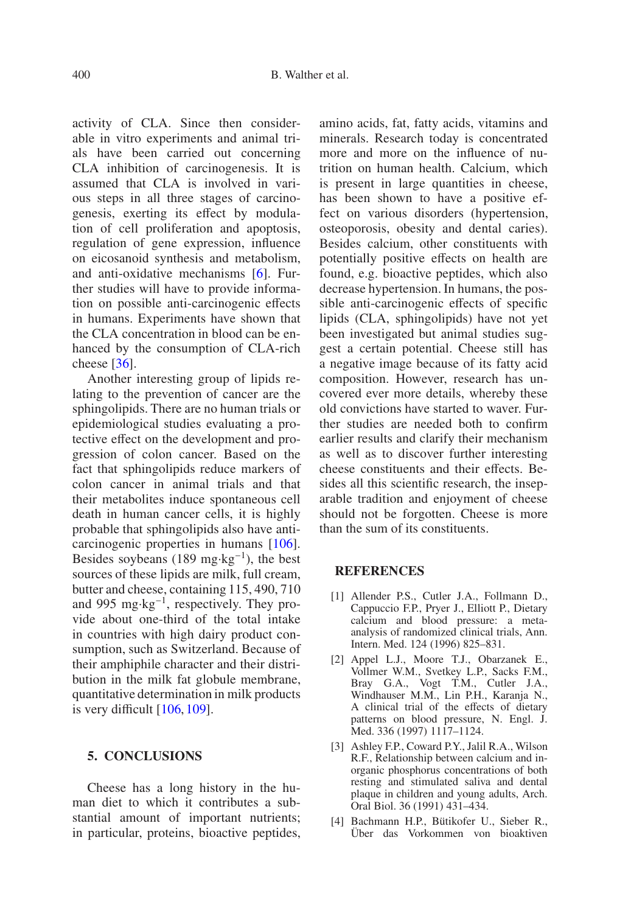activity of CLA. Since then considerable in vitro experiments and animal trials have been carried out concerning CLA inhibition of carcinogenesis. It is assumed that CLA is involved in various steps in all three stages of carcinogenesis, exerting its effect by modulation of cell proliferation and apoptosis, regulation of gene expression, influence on eicosanoid synthesis and metabolism, and anti-oxidative mechanisms [6]. Further studies will have to provide information on possible anti-carcinogenic effects in humans. Experiments have shown that the CLA concentration in blood can be enhanced by the consumption of CLA-rich cheese [36].

Another interesting group of lipids relating to the prevention of cancer are the sphingolipids. There are no human trials or epidemiological studies evaluating a protective effect on the development and progression of colon cancer. Based on the fact that sphingolipids reduce markers of colon cancer in animal trials and that their metabolites induce spontaneous cell death in human cancer cells, it is highly probable that sphingolipids also have anti-carcinogenic properties in humans [106]. Besides soybeans (189 $mg \cdot kg^{-1}$), the best sources of these lipids are milk, full cream, butter and cheese, containing 115, 490, 710 and 995 $mg \cdot kg^{-1}$, respectively. They provide about one-third of the total intake in countries with high dairy product consumption, such as Switzerland. Because of their amphiphile character and their distribution in the milk fat globule membrane, quantitative determination in milk products is very difficult [106, 109].

## 5. CONCLUSIONS

Cheese has a long history in the human diet to which it contributes a substantial amount of important nutrients; in particular, proteins, bioactive peptides, amino acids, fat, fatty acids, vitamins and minerals. Research today is concentrated more and more on the influence of nutrition on human health. Calcium, which is present in large quantities in cheese, has been shown to have a positive effect on various disorders (hypertension, osteoporosis, obesity and dental caries). Besides calcium, other constituents with potentially positive effects on health are found, e.g. bioactive peptides, which also decrease hypertension. In humans, the possible anti-carcinogenic effects of specific lipids (CLA, sphingolipids) have not yet been investigated but animal studies suggest a certain potential. Cheese still has a negative image because of its fatty acid composition. However, research has uncovered ever more details, whereby these old convictions have started to waver. Further studies are needed both to confirm earlier results and clarify their mechanism as well as to discover further interesting cheese constituents and their effects. Besides all this scientific research, the inseparable tradition and enjoyment of cheese should not be forgotten. Cheese is more than the sum of its constituents.

## REFERENCES

[1] Allender P.S., Cutler J.A., Follmann D., Cappuccio F.P., Pryer J., Elliott P., Dietary calcium and blood pressure: a meta-analysis of randomized clinical trials, Ann. Intern. Med. 124 (1996) 825–831.

[2] Appel L.J., Moore T.J., Obarzanek E., Vollmer W.M., Svetkey L.P., Sacks F.M., Bray G.A., Vogt T.M., Cutler J.A., Windhauser M.M., Lin P.H., Karanja N., A clinical trial of the effects of dietary patterns on blood pressure, N. Engl. J. Med. 336 (1997) 1117–1124.

[3] Ashley F.P., Coward P.Y., Jalil R.A., Wilson R.F., Relationship between calcium and inorganic phosphorus concentrations of both resting and stimulated saliva and dental plaque in children and young adults, Arch. Oral Biol. 36 (1991) 431–434.

[4] Bachmann H.P., Bütikofer U., Sieber R., Über das Vorkommen von bioaktiven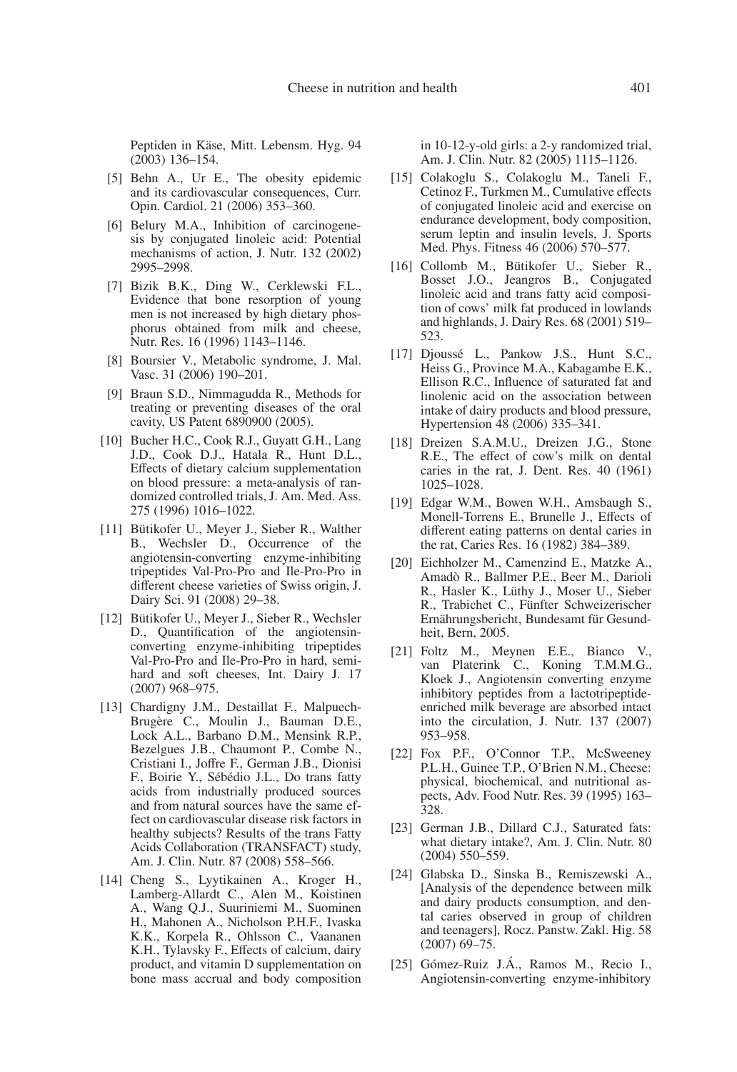Peptiden in Käse, Mitt. Lebensm. Hyg. 94 (2003) 136–154.

[5] Behn A., Ur E., The obesity epidemic and its cardiovascular consequences, Curr. Opin. Cardiol. 21 (2006) 353–360.

[6] Belury M.A., Inhibition of carcinogenesis by conjugated linoleic acid: Potential mechanisms of action, J. Nutr. 132 (2002) 2995–2998.

[7] Bizik B.K., Ding W., Cerklewski F.L., Evidence that bone resorption of young men is not increased by high dietary phosphorus obtained from milk and cheese, Nutr. Res. 16 (1996) 1143–1146.

[8] Boursier V., Metabolic syndrome, J. Mal. Vasc. 31 (2006) 190–201.

[9] Braun S.D., Nimmagudda R., Methods for treating or preventing diseases of the oral cavity, US Patent 6890900 (2005).

[10] Bucher H.C., Cook R.J., Guyatt G.H., Lang J.D., Cook D.J., Hatala R., Hunt D.L., Effects of dietary calcium supplementation on blood pressure: a meta-analysis of randomized controlled trials, J. Am. Med. Ass. 275 (1996) 1016–1022.

[11] Bütikofer U., Meyer J., Sieber R., Walther B., Wechsler D., Occurrence of the angiotensin-converting enzyme-inhibiting tripeptides Val-Pro-Pro and Ile-Pro-Pro in different cheese varieties of Swiss origin, J. Dairy Sci. 91 (2008) 29–38.

[12] Bütikofer U., Meyer J., Sieber R., Wechsler D., Quantification of the angiotensin-converting enzyme-inhibiting tripeptides Val-Pro-Pro and Ile-Pro-Pro in hard, semi-hard and soft cheeses, Int. Dairy J. 17 (2007) 968–975.

[13] Chardigny J.M., Destaillat F., Malpuech-Brugère C., Moulin J., Bauman D.E., Lock A.L., Barbano D.M., Mensink R.P., Bezelgues J.B., Chaumont P., Combe N., Cristiani I., Joffre F., German J.B., Dionisi F., Boirie Y., Sébédio J.L., Do trans fatty acids from industrially produced sources and from natural sources have the same effect on cardiovascular disease risk factors in healthy subjects? Results of the trans Fatty Acids Collaboration (TRANSFACT) study, Am. J. Clin. Nutr. 87 (2008) 558–566.

[14] Cheng S., Lyytikainen A., Kroger H., Lamberg-Allardt C., Alen M., Koistinen A., Wang Q.J., Suuriniemi M., Suominen H., Mahonen A., Nicholson P.H.F., Ivaska K.K., Korpela R., Ohlsson C., Vaananen K.H., Tylavsky F., Effects of calcium, dairy product, and vitamin D supplementation on bone mass accrual and body composition in 10-12-y-old girls: a 2-y randomized trial, Am. J. Clin. Nutr. 82 (2005) 1115–1126.

[15] Colakoglu S., Colakoglu M., Taneli F., Cetinoz F., Turkmen M., Cumulative effects of conjugated linoleic acid and exercise on endurance development, body composition, serum leptin and insulin levels, J. Sports Med. Phys. Fitness 46 (2006) 570–577.

[16] Collomb M., Bütikofer U., Sieber R., Bosset J.O., Jeangros B., Conjugated linoleic acid and trans fatty acid composition of cows' milk fat produced in lowlands and highlands, J. Dairy Res. 68 (2001) 519–523.

[17] Djoussé L., Pankow J.S., Hunt S.C., Heiss G., Province M.A., Kabagambe E.K., Ellison R.C., Influence of saturated fat and linolenic acid on the association between intake of dairy products and blood pressure, Hypertension 48 (2006) 335–341.

[18] Dreizen S.A.M.U., Dreizen J.G., Stone R.E., The effect of cow's milk on dental caries in the rat, J. Dent. Res. 40 (1961) 1025–1028.

[19] Edgar W.M., Bowen W.H., Amsbaugh S., Monell-Torrens E., Brunelle J., Effects of different eating patterns on dental caries in the rat, Caries Res. 16 (1982) 384–389.

[20] Eichholzer M., Camenzind E., Matzke A., Amadò R., Ballmer P.E., Beer M., Darioli R., Hasler K., Lüthy J., Moser U., Sieber R., Trabichet C., Fünfter Schweizerischer Ernährungsbericht, Bundesamt für Gesundheit, Bern, 2005.

[21] Foltz M., Meynen E.E., Bianco V., van Platerink C., Koning T.M.M.G., Kloek J., Angiotensin converting enzyme inhibitory peptides from a lactotripeptide-enriched milk beverage are absorbed intact into the circulation, J. Nutr. 137 (2007) 953–958.

[22] Fox P.F., O'Connor T.P., McSweeney P.L.H., Guinee T.P., O'Brien N.M., Cheese: physical, biochemical, and nutritional aspects, Adv. Food Nutr. Res. 39 (1995) 163–328.

[23] German J.B., Dillard C.J., Saturated fats: what dietary intake?, Am. J. Clin. Nutr. 80 (2004) 550–559.

[24] Glabska D., Sinska B., Remiszewski A., [Analysis of the dependence between milk and dairy products consumption, and dental caries observed in group of children and teenagers], Rocz. Panstw. Zakl. Hig. 58 (2007) 69–75.

[25] Gómez-Ruiz J.Á., Ramos M., Recio I., Angiotensin-converting enzyme-inhibitory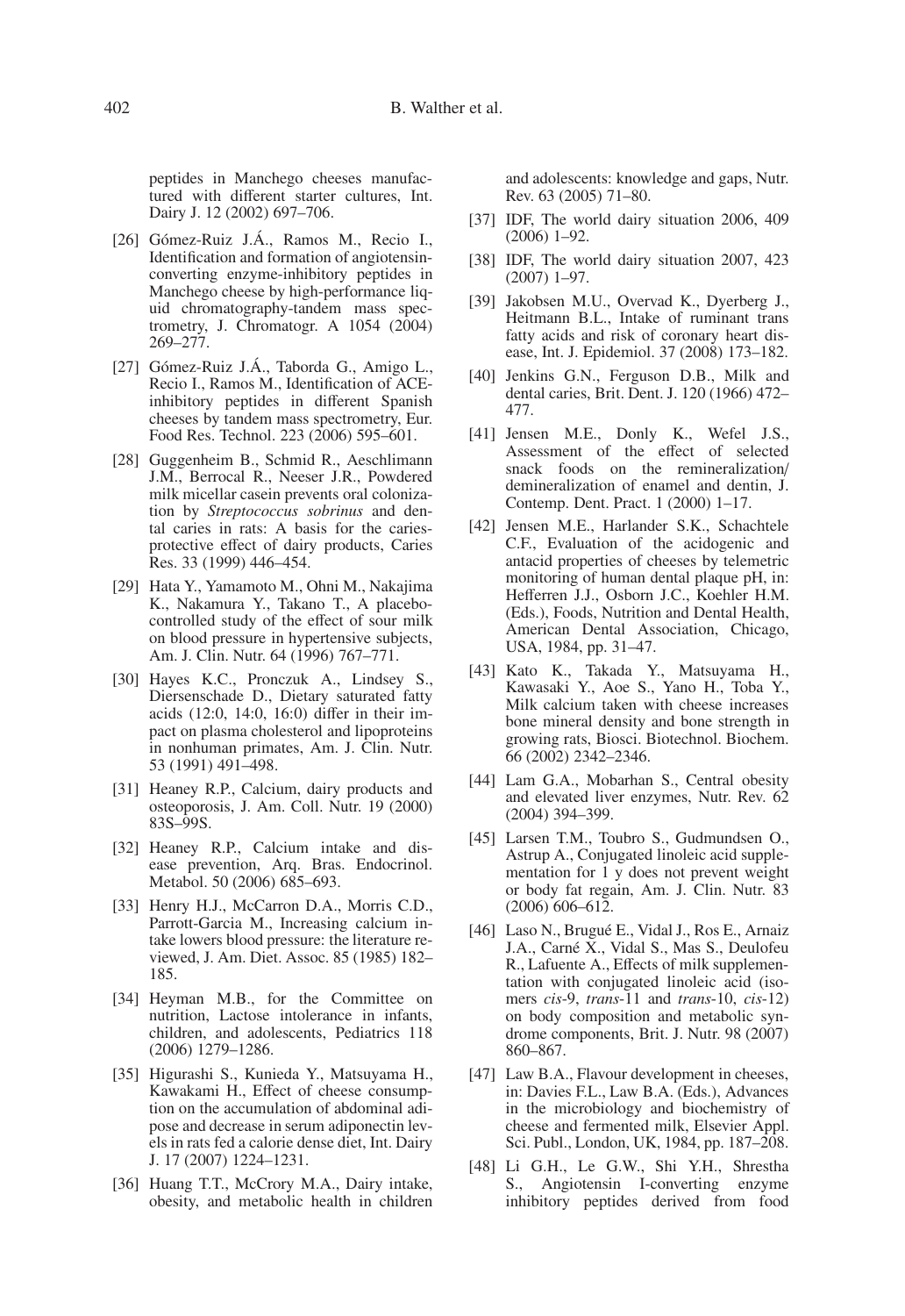peptides in Manchego cheeses manufactured with different starter cultures, Int. Dairy J. 12 (2002) 697–706.

[26] Gómez-Ruiz J.Á., Ramos M., Recio I., Identification and formation of angiotensin-converting enzyme-inhibitory peptides in Manchego cheese by high-performance liquid chromatography-tandem mass spectrometry, J. Chromatogr. A 1054 (2004) 269–277.

[27] Gómez-Ruiz J.Á., Taborda G., Amigo L., Recio I., Ramos M., Identification of ACE-inhibitory peptides in different Spanish cheeses by tandem mass spectrometry, Eur. Food Res. Technol. 223 (2006) 595–601.

[28] Guggenheim B., Schmid R., Aeschlimann J.M., Berrocal R., Neeser J.R., Powdered milk micellar casein prevents oral colonization by *Streptococcus sobrinus* and dental caries in rats: A basis for the caries-protective effect of dairy products, Caries Res. 33 (1999) 446–454.

[29] Hata Y., Yamamoto M., Ohni M., Nakajima K., Nakamura Y., Takano T., A placebo-controlled study of the effect of sour milk on blood pressure in hypertensive subjects, Am. J. Clin. Nutr. 64 (1996) 767–771.

[30] Hayes K.C., Pronczuk A., Lindsey S., Diersenschade D., Dietary saturated fatty acids (12:0, 14:0, 16:0) differ in their impact on plasma cholesterol and lipoproteins in nonhuman primates, Am. J. Clin. Nutr. 53 (1991) 491–498.

[31] Heaney R.P., Calcium, dairy products and osteoporosis, J. Am. Coll. Nutr. 19 (2000) 83S–99S.

[32] Heaney R.P., Calcium intake and disease prevention, Arq. Bras. Endocrinol. Metabol. 50 (2006) 685–693.

[33] Henry H.J., McCarron D.A., Morris C.D., Parrott-Garcia M., Increasing calcium intake lowers blood pressure: the literature reviewed, J. Am. Diet. Assoc. 85 (1985) 182–185.

[34] Heyman M.B., for the Committee on nutrition, Lactose intolerance in infants, children, and adolescents, Pediatrics 118 (2006) 1279–1286.

[35] Higurashi S., Kunieda Y., Matsuyama H., Kawakami H., Effect of cheese consumption on the accumulation of abdominal adipose and decrease in serum adiponectin levels in rats fed a calorie dense diet, Int. Dairy J. 17 (2007) 1224–1231.

[36] Huang T.T., McCrory M.A., Dairy intake, obesity, and metabolic health in children and adolescents: knowledge and gaps, Nutr. Rev. 63 (2005) 71–80.

[37] IDF, The world dairy situation 2006, 409 (2006) 1–92.

[38] IDF, The world dairy situation 2007, 423 (2007) 1–97.

[39] Jakobsen M.U., Overvad K., Dyerberg J., Heitmann B.L., Intake of ruminant trans fatty acids and risk of coronary heart disease, Int. J. Epidemiol. 37 (2008) 173–182.

[40] Jenkins G.N., Ferguson D.B., Milk and dental caries, Brit. Dent. J. 120 (1966) 472–477.

[41] Jensen M.E., Donly K., Wefel J.S., Assessment of the effect of selected snack foods on the remineralization/demineralization of enamel and dentin, J. Contemp. Dent. Pract. 1 (2000) 1–17.

[42] Jensen M.E., Harlander S.K., Schachtele C.F., Evaluation of the acidogenic and antacid properties of cheeses by telemetric monitoring of human dental plaque pH, in: Hefferren J.J., Osborn J.C., Koehler H.M. (Eds.), Foods, Nutrition and Dental Health, American Dental Association, Chicago, USA, 1984, pp. 31–47.

[43] Kato K., Takada Y., Matsuyama H., Kawasaki Y., Aoe S., Yano H., Toba Y., Milk calcium taken with cheese increases bone mineral density and bone strength in growing rats, Biosci. Biotechnol. Biochem. 66 (2002) 2342–2346.

[44] Lam G.A., Mobarhan S., Central obesity and elevated liver enzymes, Nutr. Rev. 62 (2004) 394–399.

[45] Larsen T.M., Toubro S., Gudmundsen O., Astrup A., Conjugated linoleic acid supplementation for 1 y does not prevent weight or body fat regain, Am. J. Clin. Nutr. 83 (2006) 606–612.

[46] Laso N., Brugué E., Vidal J., Ros E., Arnaiz J.A., Carné X., Vidal S., Mas S., Deulofeu R., Lafuente A., Effects of milk supplementation with conjugated linoleic acid (isomers *cis*-9, *trans*-11 and *trans*-10, *cis*-12) on body composition and metabolic syndrome components, Brit. J. Nutr. 98 (2007) 860–867.

[47] Law B.A., Flavour development in cheeses, in: Davies F.L., Law B.A. (Eds.), Advances in the microbiology and biochemistry of cheese and fermented milk, Elsevier Appl. Sci. Publ., London, UK, 1984, pp. 187–208.

[48] Li G.H., Le G.W., Shi Y.H., Shrestha S., Angiotensin I-converting enzyme inhibitory peptides derived from food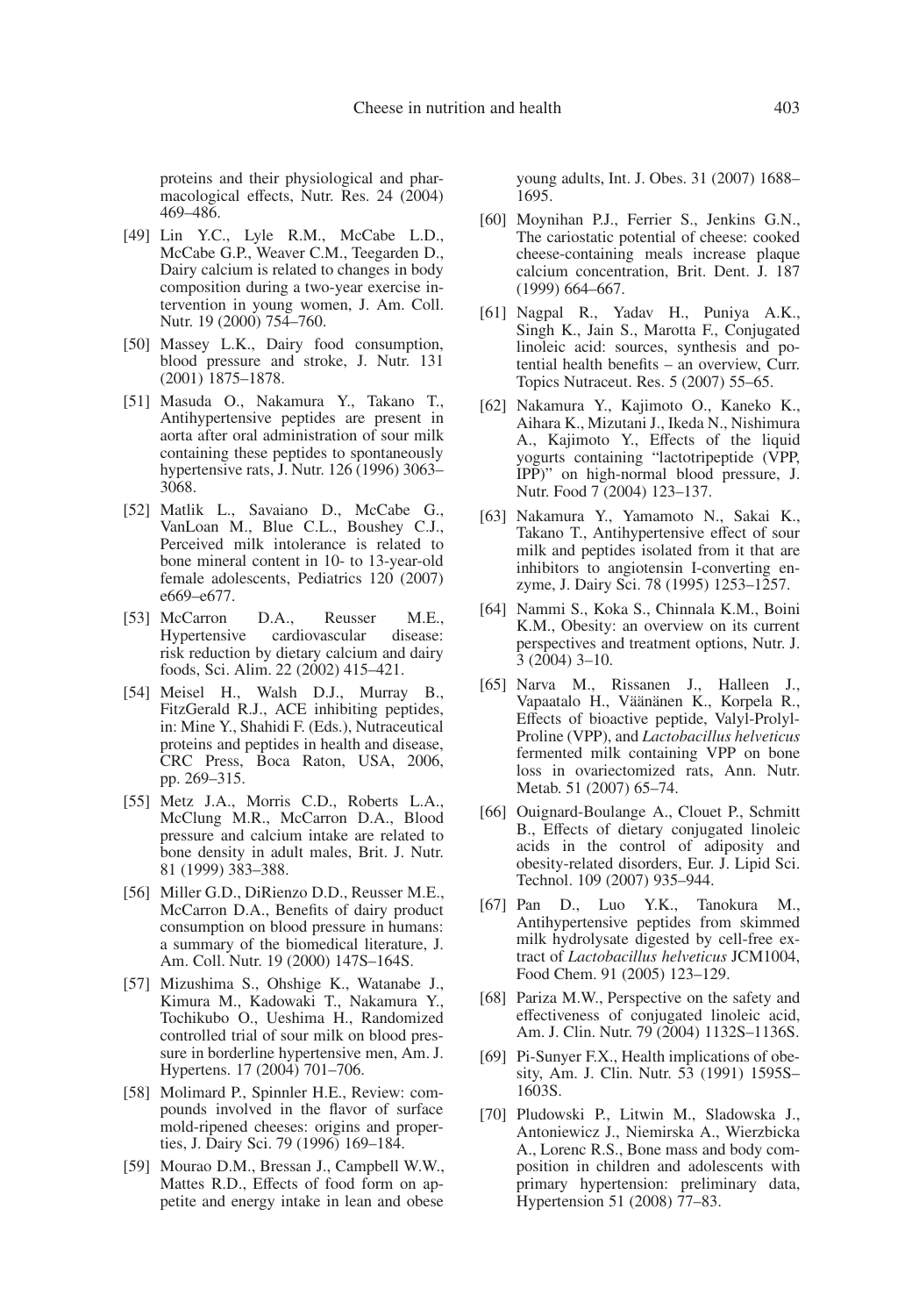proteins and their physiological and pharmacological effects, Nutr. Res. 24 (2004) 469–486.

[49] Lin Y.C., Lyle R.M., McCabe L.D., McCabe G.P., Weaver C.M., Teegarden D., Dairy calcium is related to changes in body composition during a two-year exercise intervention in young women, J. Am. Coll. Nutr. 19 (2000) 754–760.

[50] Massey L.K., Dairy food consumption, blood pressure and stroke, J. Nutr. 131 (2001) 1875–1878.

[51] Masuda O., Nakamura Y., Takano T., Antihypertensive peptides are present in aorta after oral administration of sour milk containing these peptides to spontaneously hypertensive rats, J. Nutr. 126 (1996) 3063–3068.

[52] Matlik L., Savaiano D., McCabe G., VanLoan M., Blue C.L., Boushey C.J., Perceived milk intolerance is related to bone mineral content in 10- to 13-year-old female adolescents, Pediatrics 120 (2007) e669–e677.

[53] McCarron D.A., Reusser M.E., Hypertensive cardiovascular disease: risk reduction by dietary calcium and dairy foods, Sci. Alim. 22 (2002) 415–421.

[54] Meisel H., Walsh D.J., Murray B., FitzGerald R.J., ACE inhibiting peptides, in: Mine Y., Shahidi F. (Eds.), Nutraceutical proteins and peptides in health and disease, CRC Press, Boca Raton, USA, 2006, pp. 269–315.

[55] Metz J.A., Morris C.D., Roberts L.A., McClung M.R., McCarron D.A., Blood pressure and calcium intake are related to bone density in adult males, Brit. J. Nutr. 81 (1999) 383–388.

[56] Miller G.D., DiRienzo D.D., Reusser M.E., McCarron D.A., Benefits of dairy product consumption on blood pressure in humans: a summary of the biomedical literature, J. Am. Coll. Nutr. 19 (2000) 147S–164S.

[57] Mizushima S., Ohshige K., Watanabe J., Kimura M., Kadowaki T., Nakamura Y., Tochikubo O., Ueshima H., Randomized controlled trial of sour milk on blood pressure in borderline hypertensive men, Am. J. Hypertens. 17 (2004) 701–706.

[58] Molimard P., Spinnler H.E., Review: compounds involved in the flavor of surface mold-ripened cheeses: origins and properties, J. Dairy Sci. 79 (1996) 169–184.

[59] Mourao D.M., Bressan J., Campbell W.W., Mattes R.D., Effects of food form on appetite and energy intake in lean and obese young adults, Int. J. Obes. 31 (2007) 1688–1695.

[60] Moynihan P.J., Ferrier S., Jenkins G.N., The cariostatic potential of cheese: cooked cheese-containing meals increase plaque calcium concentration, Brit. Dent. J. 187 (1999) 664–667.

[61] Nagpal R., Yadav H., Puniya A.K., Singh K., Jain S., Marotta F., Conjugated linoleic acid: sources, synthesis and potential health benefits – an overview, Curr. Topics Nutraceut. Res. 5 (2007) 55–65.

[62] Nakamura Y., Kajimoto O., Kaneko K., Aihara K., Mizutani J., Ikeda N., Nishimura A., Kajimoto Y., Effects of the liquid yogurts containing "lactotripeptide (VPP, IPP)" on high-normal blood pressure, J. Nutr. Food 7 (2004) 123–137.

[63] Nakamura Y., Yamamoto N., Sakai K., Takano T., Antihypertensive effect of sour milk and peptides isolated from it that are inhibitors to angiotensin I-converting enzyme, J. Dairy Sci. 78 (1995) 1253–1257.

[64] Nammi S., Koka S., Chinnala K.M., Boini K.M., Obesity: an overview on its current perspectives and treatment options, Nutr. J. 3 (2004) 3–10.

[65] Narva M., Rissanen J., Halleen J., Vapaatalo H., Väänänen K., Korpela R., Effects of bioactive peptide, Valyl-Prolyl-Proline (VPP), and *Lactobacillus helveticus* fermented milk containing VPP on bone loss in ovariectomized rats, Ann. Nutr. Metab. 51 (2007) 65–74.

[66] Ouignard-Boulange A., Clouet P., Schmitt B., Effects of dietary conjugated linoleic acids in the control of adiposity and obesity-related disorders, Eur. J. Lipid Sci. Technol. 109 (2007) 935–944.

[67] Pan D., Luo Y.K., Tanokura M., Antihypertensive peptides from skimmed milk hydrolysate digested by cell-free extract of *Lactobacillus helveticus* JCM1004, Food Chem. 91 (2005) 123–129.

[68] Pariza M.W., Perspective on the safety and effectiveness of conjugated linoleic acid, Am. J. Clin. Nutr. 79 (2004) 1132S–1136S.

[69] Pi-Sunyer F.X., Health implications of obesity, Am. J. Clin. Nutr. 53 (1991) 1595S–1603S.

[70] Pludowski P., Litwin M., Sladowska J., Antoniewicz J., Niemirska A., Wierzbicka A., Lorenc R.S., Bone mass and body composition in children and adolescents with primary hypertension: preliminary data, Hypertension 51 (2008) 77–83.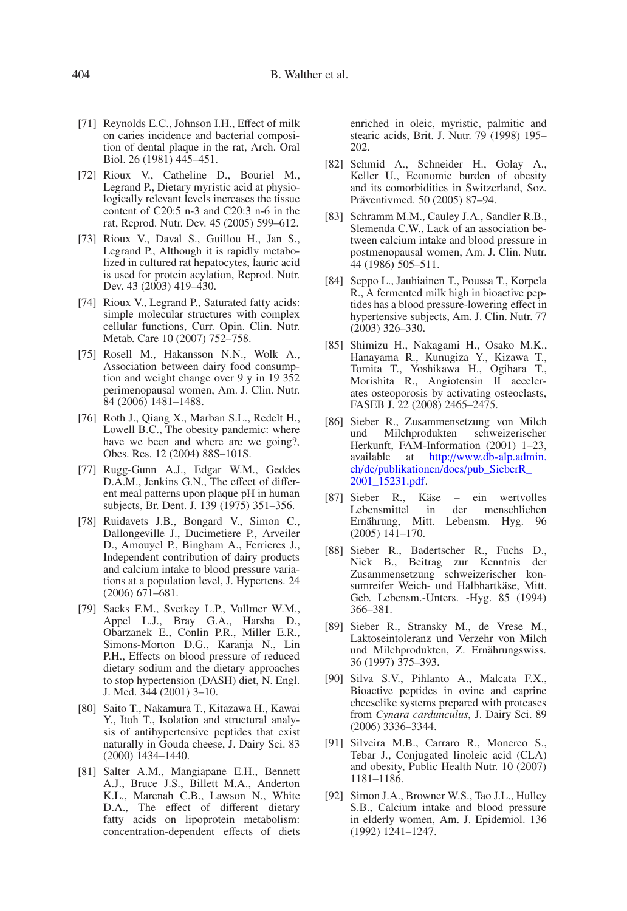[71] Reynolds E.C., Johnson I.H., Effect of milk on caries incidence and bacterial composition of dental plaque in the rat, Arch. Oral Biol. 26 (1981) 445–451.

[72] Rioux V., Catheline D., Bouriel M., Legrand P., Dietary myristic acid at physiologically relevant levels increases the tissue content of C20:5 n-3 and C20:3 n-6 in the rat, Reprod. Nutr. Dev. 45 (2005) 599–612.

[73] Rioux V., Daval S., Guillou H., Jan S., Legrand P., Although it is rapidly metabolized in cultured rat hepatocytes, lauric acid is used for protein acylation, Reprod. Nutr. Dev. 43 (2003) 419–430.

[74] Rioux V., Legrand P., Saturated fatty acids: simple molecular structures with complex cellular functions, Curr. Opin. Clin. Nutr. Metab. Care 10 (2007) 752–758.

[75] Rosell M., Hakansson N.N., Wolk A., Association between dairy food consumption and weight change over 9 y in 19 352 perimenopausal women, Am. J. Clin. Nutr. 84 (2006) 1481–1488.

[76] Roth J., Qiang X., Marban S.L., Redelt H., Lowell B.C., The obesity pandemic: where have we been and where are we going?, Obes. Res. 12 (2004) 88S–101S.

[77] Rugg-Gunn A.J., Edgar W.M., Geddes D.A.M., Jenkins G.N., The effect of different meal patterns upon plaque pH in human subjects, Br. Dent. J. 139 (1975) 351–356.

[78] Ruidavets J.B., Bongard V., Simon C., Dallongeville J., Ducimetiere P., Arveiler D., Amouyel P., Bingham A., Ferrieres J., Independent contribution of dairy products and calcium intake to blood pressure variations at a population level, J. Hypertens. 24 (2006) 671–681.

[79] Sacks F.M., Svetkey L.P., Vollmer W.M., Appel L.J., Bray G.A., Harsha D., Obarzanek E., Conlin P.R., Miller E.R., Simons-Morton D.G., Karanja N., Lin P.H., Effects on blood pressure of reduced dietary sodium and the dietary approaches to stop hypertension (DASH) diet, N. Engl. J. Med. 344 (2001) 3–10.

[80] Saito T., Nakamura T., Kitazawa H., Kawai Y., Itoh T., Isolation and structural analysis of antihypertensive peptides that exist naturally in Gouda cheese, J. Dairy Sci. 83 (2000) 1434–1440.

[81] Salter A.M., Mangiapane E.H., Bennett A.J., Bruce J.S., Billett M.A., Anderton K.L., Marenah C.B., Lawson N., White D.A., The effect of different dietary fatty acids on lipoprotein metabolism: concentration-dependent effects of diets enriched in oleic, myristic, palmitic and stearic acids, Brit. J. Nutr. 79 (1998) 195–202.

[82] Schmid A., Schneider H., Golay A., Keller U., Economic burden of obesity and its comorbidities in Switzerland, Soz. Präventivmed. 50 (2005) 87–94.

[83] Schramm M.M., Cauley J.A., Sandler R.B., Slemenda C.W., Lack of an association between calcium intake and blood pressure in postmenopausal women, Am. J. Clin. Nutr. 44 (1986) 505–511.

[84] Seppo L., Jauhiainen T., Poussa T., Korpela R., A fermented milk high in bioactive peptides has a blood pressure-lowering effect in hypertensive subjects, Am. J. Clin. Nutr. 77 (2003) 326–330.

[85] Shimizu H., Nakagami H., Osako M.K., Hanayama R., Kunugiza Y., Kizawa T., Tomita T., Yoshikawa H., Ogihara T., Morishita R., Angiotensin II accelerates osteoporosis by activating osteoclasts, FASEB J. 22 (2008) 2465–2475.

[86] Sieber R., Zusammensetzung von Milch und Milchprodukten schweizerischer Herkunft, FAM-Information (2001) 1–23, available at http://www.db-alp.admin.ch/de/publikationen/docs/pub_SieberR_2001_15231.pdf.

[87] Sieber R., Käse – ein wertvolles Lebensmittel in der menschlichen Ernährung, Mitt. Lebensm. Hyg. 96 (2005) 141–170.

[88] Sieber R., Badertscher R., Fuchs D., Nick B., Beitrag zur Kenntnis der Zusammensetzung schweizerischer konsumreifer Weich- und Halbhartkäse, Mitt. Geb. Lebensm.-Unters. -Hyg. 85 (1994) 366–381.

[89] Sieber R., Stransky M., de Vrese M., Laktoseintoleranz und Verzehr von Milch und Milchprodukten, Z. Ernährungswiss. 36 (1997) 375–393.

[90] Silva S.V., Pihlanto A., Malcata F.X., Bioactive peptides in ovine and caprine cheeselike systems prepared with proteases from *Cynara cardunculus*, J. Dairy Sci. 89 (2006) 3336–3344.

[91] Silveira M.B., Carraro R., Monereo S., Tebar J., Conjugated linoleic acid (CLA) and obesity, Public Health Nutr. 10 (2007) 1181–1186.

[92] Simon J.A., Browner W.S., Tao J.L., Hulley S.B., Calcium intake and blood pressure in elderly women, Am. J. Epidemiol. 136 (1992) 1241–1247.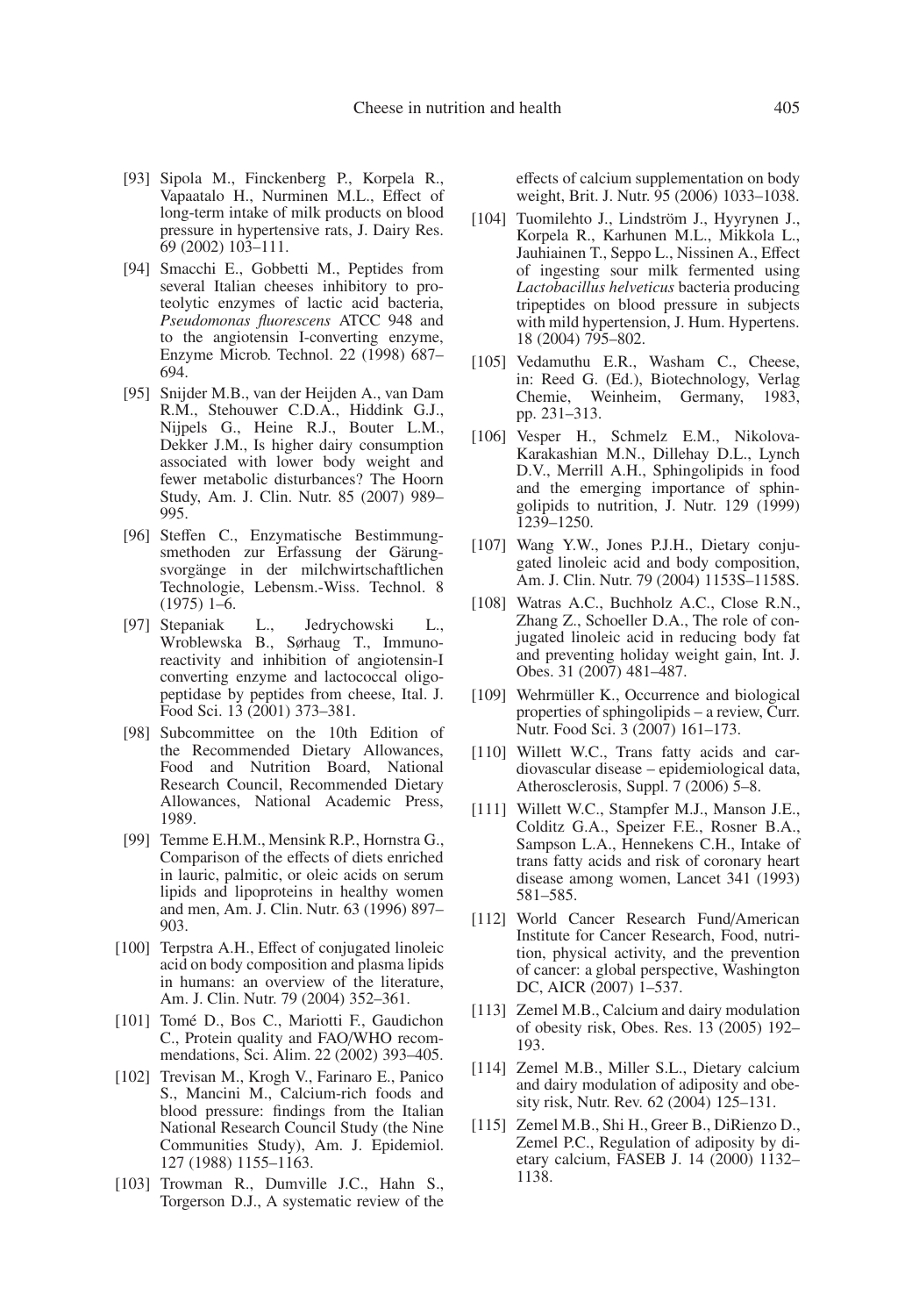[93] Sipola M., Finckenberg P., Korpela R., Vapaatalo H., Nurminen M.L., Effect of long-term intake of milk products on blood pressure in hypertensive rats, J. Dairy Res. 69 (2002) 103–111.

[94] Smacchi E., Gobbetti M., Peptides from several Italian cheeses inhibitory to proteolytic enzymes of lactic acid bacteria, *Pseudomonas fluorescens* ATCC 948 and to the angiotensin I-converting enzyme, Enzyme Microb. Technol. 22 (1998) 687–694.

[95] Snijder M.B., van der Heijden A., van Dam R.M., Stehouwer C.D.A., Hiddink G.J., Nijpels G., Heine R.J., Bouter L.M., Dekker J.M., Is higher dairy consumption associated with lower body weight and fewer metabolic disturbances? The Hoorn Study, Am. J. Clin. Nutr. 85 (2007) 989–995.

[96] Steffen C., Enzymatische Bestimmungsmethoden zur Erfassung der Gärungsvorgänge in der milchwirtschaftlichen Technologie, Lebensm.-Wiss. Technol. 8 (1975) 1–6.

[97] Stepaniak L., Jedrychowski L., Wroblewska B., Sørhaug T., Immunoreactivity and inhibition of angiotensin-I converting enzyme and lactococcal oligopeptidase by peptides from cheese, Ital. J. Food Sci. 13 (2001) 373–381.

[98] Subcommittee on the 10th Edition of the Recommended Dietary Allowances, Food and Nutrition Board, National Research Council, Recommended Dietary Allowances, National Academic Press, 1989.

[99] Temme E.H.M., Mensink R.P., Hornstra G., Comparison of the effects of diets enriched in lauric, palmitic, or oleic acids on serum lipids and lipoproteins in healthy women and men, Am. J. Clin. Nutr. 63 (1996) 897–903.

[100] Terpstra A.H., Effect of conjugated linoleic acid on body composition and plasma lipids in humans: an overview of the literature, Am. J. Clin. Nutr. 79 (2004) 352–361.

[101] Tomé D., Bos C., Mariotti F., Gaudichon C., Protein quality and FAO/WHO recommendations, Sci. Alim. 22 (2002) 393–405.

[102] Trevisan M., Krogh V., Farinaro E., Panico S., Mancini M., Calcium-rich foods and blood pressure: findings from the Italian National Research Council Study (the Nine Communities Study), Am. J. Epidemiol. 127 (1988) 1155–1163.

[103] Trowman R., Dumville J.C., Hahn S., Torgerson D.J., A systematic review of the effects of calcium supplementation on body weight, Brit. J. Nutr. 95 (2006) 1033–1038.

[104] Tuomilehto J., Lindström J., Hyyrynen J., Korpela R., Karhunen M.L., Mikkola L., Jauhiainen T., Seppo L., Nissinen A., Effect of ingesting sour milk fermented using *Lactobacillus helveticus* bacteria producing tripeptides on blood pressure in subjects with mild hypertension, J. Hum. Hypertens. 18 (2004) 795–802.

[105] Vedamuthu E.R., Washam C., Cheese, in: Reed G. (Ed.), Biotechnology, Verlag Chemie, Weinheim, Germany, 1983, pp. 231–313.

[106] Vesper H., Schmelz E.M., Nikolova-Karakashian M.N., Dillehay D.L., Lynch D.V., Merrill A.H., Sphingolipids in food and the emerging importance of sphingolipids to nutrition, J. Nutr. 129 (1999) 1239–1250.

[107] Wang Y.W., Jones P.J.H., Dietary conjugated linoleic acid and body composition, Am. J. Clin. Nutr. 79 (2004) 1153S–1158S.

[108] Watras A.C., Buchholz A.C., Close R.N., Zhang Z., Schoeller D.A., The role of conjugated linoleic acid in reducing body fat and preventing holiday weight gain, Int. J. Obes. 31 (2007) 481–487.

[109] Wehrmüller K., Occurrence and biological properties of sphingolipids – a review, Curr. Nutr. Food Sci. 3 (2007) 161–173.

[110] Willett W.C., Trans fatty acids and cardiovascular disease – epidemiological data, Atherosclerosis, Suppl. 7 (2006) 5–8.

[111] Willett W.C., Stampfer M.J., Manson J.E., Colditz G.A., Speizer F.E., Rosner B.A., Sampson L.A., Hennekens C.H., Intake of trans fatty acids and risk of coronary heart disease among women, Lancet 341 (1993) 581–585.

[112] World Cancer Research Fund/American Institute for Cancer Research, Food, nutrition, physical activity, and the prevention of cancer: a global perspective, Washington DC, AICR (2007) 1–537.

[113] Zemel M.B., Calcium and dairy modulation of obesity risk, Obes. Res. 13 (2005) 192–193.

[114] Zemel M.B., Miller S.L., Dietary calcium and dairy modulation of adiposity and obesity risk, Nutr. Rev. 62 (2004) 125–131.

[115] Zemel M.B., Shi H., Greer B., DiRienzo D., Zemel P.C., Regulation of adiposity by dietary calcium, FASEB J. 14 (2000) 1132–1138.